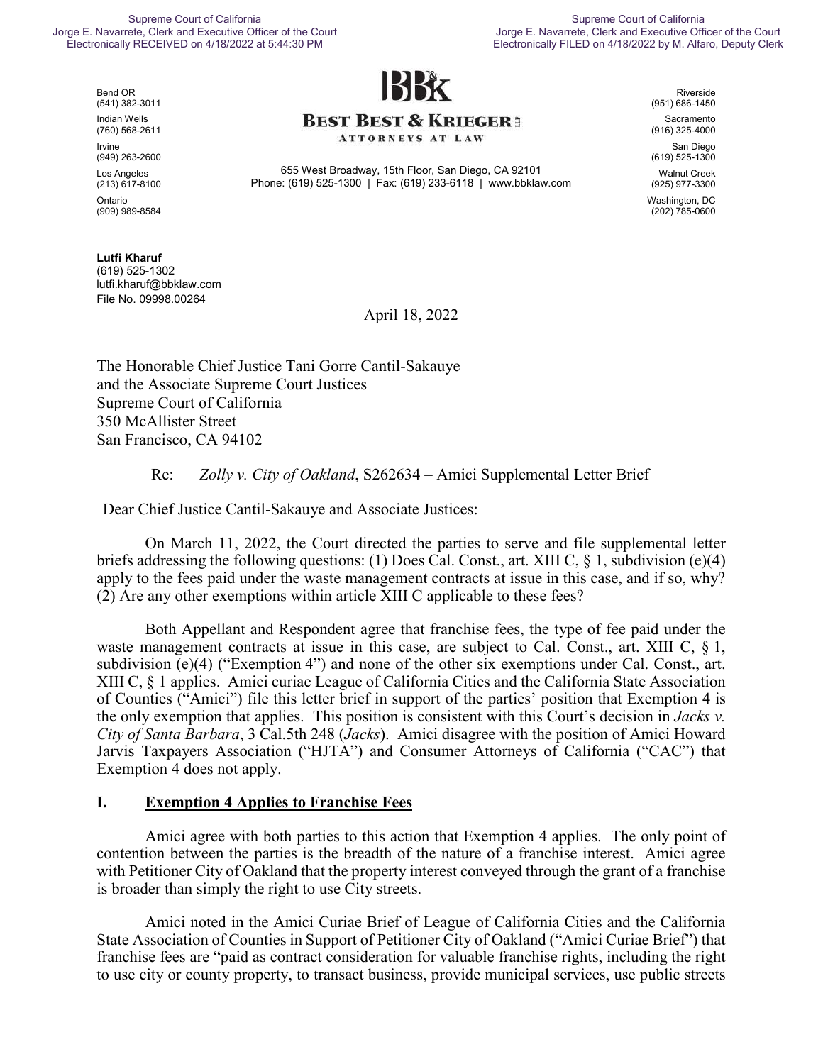Supreme Court of California
Jorge E. Navarrete, Clerk and Executive Officer of the Court
Electronically RECEIVED on 4/18/2022 at 5:44:30 PM

Supreme Court of California
Jorge E. Navarrete, Clerk and Executive Officer of the Court
Electronically FILED on 4/18/2022 by M. Alfaro, Deputy Clerk

**BEST BEST & KRIEGER LLP**
ATTORNEYS AT LAW

655 West Broadway, 15th Floor, San Diego, CA 92101
Phone: (619) 525-1300 | Fax: (619) 233-6118 | www.bbklaw.com

Bend OR (541) 382-3011
Indian Wells (760) 568-2611
Irvine (949) 263-2600
Los Angeles (213) 617-8100
Ontario (909) 989-8584

Riverside (951) 686-1450
Sacramento (916) 325-4000
San Diego (619) 525-1300
Walnut Creek (925) 977-3300
Washington, DC (202) 785-0600

**Lutfi Kharuf**
(619) 525-1302
lutfi.kharuf@bbklaw.com
File No. 09998.00264

April 18, 2022

The Honorable Chief Justice Tani Gorre Cantil-Sakauye
and the Associate Supreme Court Justices
Supreme Court of California
350 McAllister Street
San Francisco, CA 94102

Re: *Zolly v. City of Oakland*, S262634 – Amici Supplemental Letter Brief

Dear Chief Justice Cantil-Sakauye and Associate Justices:

On March 11, 2022, the Court directed the parties to serve and file supplemental letter briefs addressing the following questions: (1) Does Cal. Const., art. XIII C, § 1, subdivision (e)(4) apply to the fees paid under the waste management contracts at issue in this case, and if so, why? (2) Are any other exemptions within article XIII C applicable to these fees?

Both Appellant and Respondent agree that franchise fees, the type of fee paid under the waste management contracts at issue in this case, are subject to Cal. Const., art. XIII C, § 1, subdivision (e)(4) ("Exemption 4") and none of the other six exemptions under Cal. Const., art. XIII C, § 1 applies. Amici curiae League of California Cities and the California State Association of Counties ("Amici") file this letter brief in support of the parties' position that Exemption 4 is the only exemption that applies. This position is consistent with this Court's decision in *Jacks v. City of Santa Barbara*, 3 Cal.5th 248 (*Jacks*). Amici disagree with the position of Amici Howard Jarvis Taxpayers Association ("HJTA") and Consumer Attorneys of California ("CAC") that Exemption 4 does not apply.

## I. Exemption 4 Applies to Franchise Fees

Amici agree with both parties to this action that Exemption 4 applies. The only point of contention between the parties is the breadth of the nature of a franchise interest. Amici agree with Petitioner City of Oakland that the property interest conveyed through the grant of a franchise is broader than simply the right to use City streets.

Amici noted in the Amici Curiae Brief of League of California Cities and the California State Association of Counties in Support of Petitioner City of Oakland ("Amici Curiae Brief") that franchise fees are "paid as contract consideration for valuable franchise rights, including the right to use city or county property, to transact business, provide municipal services, use public streets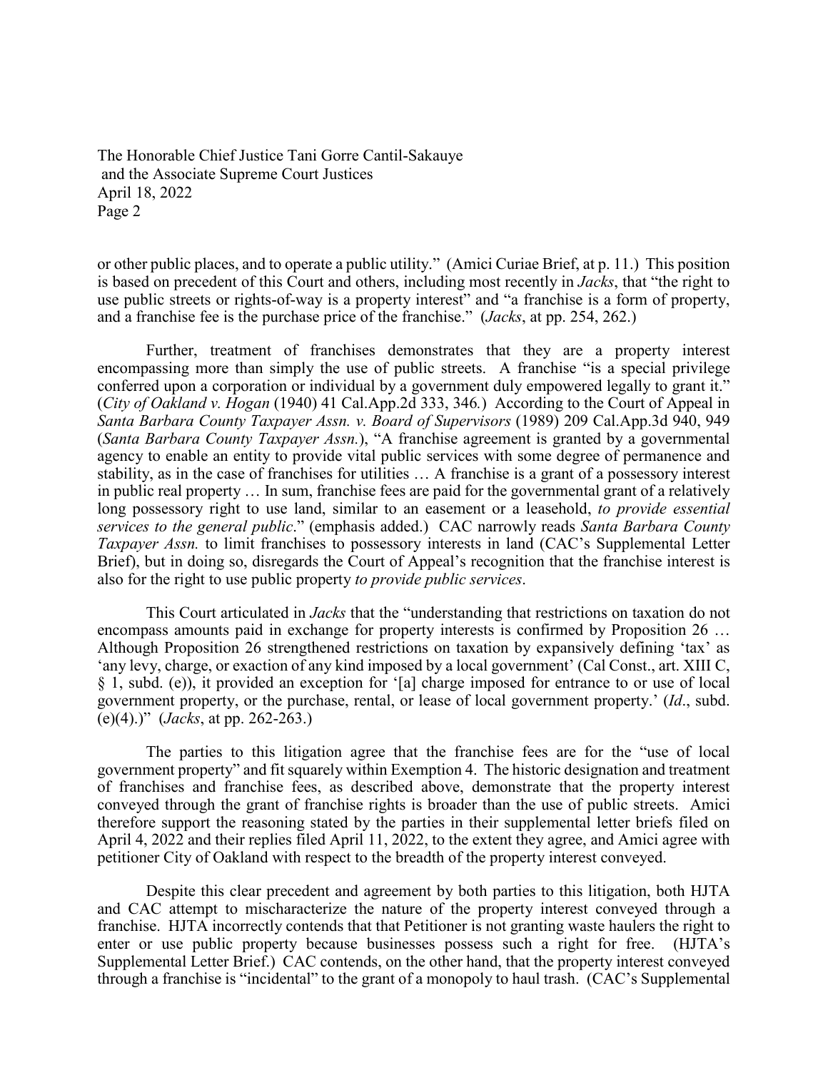or other public places, and to operate a public utility." (Amici Curiae Brief, at p. 11.) This position is based on precedent of this Court and others, including most recently in *Jacks*, that "the right to use public streets or rights-of-way is a property interest" and "a franchise is a form of property, and a franchise fee is the purchase price of the franchise." (*Jacks*, at pp. 254, 262.)

Further, treatment of franchises demonstrates that they are a property interest encompassing more than simply the use of public streets. A franchise "is a special privilege conferred upon a corporation or individual by a government duly empowered legally to grant it." (*City of Oakland v. Hogan* (1940) 41 Cal.App.2d 333, 346.) According to the Court of Appeal in *Santa Barbara County Taxpayer Assn. v. Board of Supervisors* (1989) 209 Cal.App.3d 940, 949 (*Santa Barbara County Taxpayer Assn.*), "A franchise agreement is granted by a governmental agency to enable an entity to provide vital public services with some degree of permanence and stability, as in the case of franchises for utilities … A franchise is a grant of a possessory interest in public real property … In sum, franchise fees are paid for the governmental grant of a relatively long possessory right to use land, similar to an easement or a leasehold, *to provide essential services to the general public*." (emphasis added.) CAC narrowly reads *Santa Barbara County Taxpayer Assn.* to limit franchises to possessory interests in land (CAC's Supplemental Letter Brief), but in doing so, disregards the Court of Appeal's recognition that the franchise interest is also for the right to use public property *to provide public services*.

This Court articulated in *Jacks* that the "understanding that restrictions on taxation do not encompass amounts paid in exchange for property interests is confirmed by Proposition 26 … Although Proposition 26 strengthened restrictions on taxation by expansively defining 'tax' as 'any levy, charge, or exaction of any kind imposed by a local government' (Cal Const., art. XIII C, § 1, subd. (e)), it provided an exception for '[a] charge imposed for entrance to or use of local government property, or the purchase, rental, or lease of local government property.' (*Id*., subd. (e)(4).)" (*Jacks*, at pp. 262-263.)

The parties to this litigation agree that the franchise fees are for the "use of local government property" and fit squarely within Exemption 4. The historic designation and treatment of franchises and franchise fees, as described above, demonstrate that the property interest conveyed through the grant of franchise rights is broader than the use of public streets. Amici therefore support the reasoning stated by the parties in their supplemental letter briefs filed on April 4, 2022 and their replies filed April 11, 2022, to the extent they agree, and Amici agree with petitioner City of Oakland with respect to the breadth of the property interest conveyed.

Despite this clear precedent and agreement by both parties to this litigation, both HJTA and CAC attempt to mischaracterize the nature of the property interest conveyed through a franchise. HJTA incorrectly contends that that Petitioner is not granting waste haulers the right to enter or use public property because businesses possess such a right for free. (HJTA's Supplemental Letter Brief.) CAC contends, on the other hand, that the property interest conveyed through a franchise is "incidental" to the grant of a monopoly to haul trash. (CAC's Supplemental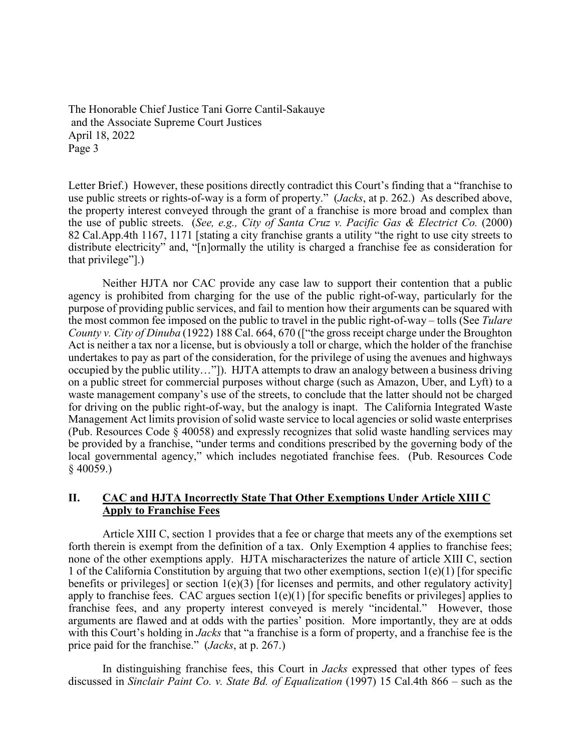Letter Brief.) However, these positions directly contradict this Court's finding that a "franchise to use public streets or rights-of-way is a form of property." (*Jacks*, at p. 262.) As described above, the property interest conveyed through the grant of a franchise is more broad and complex than the use of public streets. (*See, e.g., City of Santa Cruz v. Pacific Gas & Electrict Co.* (2000) 82 Cal.App.4th 1167, 1171 [stating a city franchise grants a utility "the right to use city streets to distribute electricity" and, "[n]ormally the utility is charged a franchise fee as consideration for that privilege"].)

Neither HJTA nor CAC provide any case law to support their contention that a public agency is prohibited from charging for the use of the public right-of-way, particularly for the purpose of providing public services, and fail to mention how their arguments can be squared with the most common fee imposed on the public to travel in the public right-of-way – tolls (See *Tulare County v. City of Dinuba* (1922) 188 Cal. 664, 670 (["the gross receipt charge under the Broughton Act is neither a tax nor a license, but is obviously a toll or charge, which the holder of the franchise undertakes to pay as part of the consideration, for the privilege of using the avenues and highways occupied by the public utility…"]). HJTA attempts to draw an analogy between a business driving on a public street for commercial purposes without charge (such as Amazon, Uber, and Lyft) to a waste management company's use of the streets, to conclude that the latter should not be charged for driving on the public right-of-way, but the analogy is inapt. The California Integrated Waste Management Act limits provision of solid waste service to local agencies or solid waste enterprises (Pub. Resources Code § 40058) and expressly recognizes that solid waste handling services may be provided by a franchise, "under terms and conditions prescribed by the governing body of the local governmental agency," which includes negotiated franchise fees. (Pub. Resources Code § 40059.)

## II. CAC and HJTA Incorrectly State That Other Exemptions Under Article XIII C Apply to Franchise Fees

Article XIII C, section 1 provides that a fee or charge that meets any of the exemptions set forth therein is exempt from the definition of a tax. Only Exemption 4 applies to franchise fees; none of the other exemptions apply. HJTA mischaracterizes the nature of article XIII C, section 1 of the California Constitution by arguing that two other exemptions, section 1(e)(1) [for specific benefits or privileges] or section 1(e)(3) [for licenses and permits, and other regulatory activity] apply to franchise fees. CAC argues section 1(e)(1) [for specific benefits or privileges] applies to franchise fees, and any property interest conveyed is merely "incidental." However, those arguments are flawed and at odds with the parties' position. More importantly, they are at odds with this Court's holding in *Jacks* that "a franchise is a form of property, and a franchise fee is the price paid for the franchise." (*Jacks*, at p. 267.)

In distinguishing franchise fees, this Court in *Jacks* expressed that other types of fees discussed in *Sinclair Paint Co. v. State Bd. of Equalization* (1997) 15 Cal.4th 866 – such as the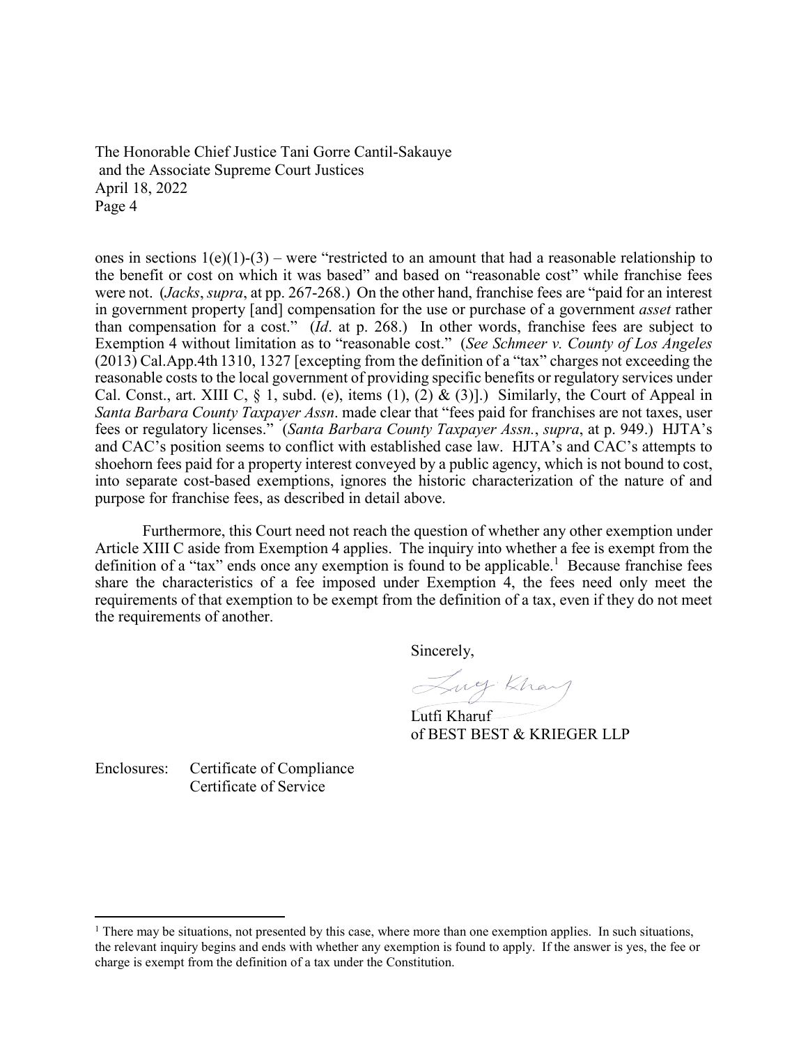ones in sections 1(e)(1)-(3) – were "restricted to an amount that had a reasonable relationship to the benefit or cost on which it was based" and based on "reasonable cost" while franchise fees were not. (*Jacks*, *supra*, at pp. 267-268.) On the other hand, franchise fees are "paid for an interest in government property [and] compensation for the use or purchase of a government *asset* rather than compensation for a cost." (*Id*. at p. 268.) In other words, franchise fees are subject to Exemption 4 without limitation as to "reasonable cost." (*See Schmeer v. County of Los Angeles* (2013) Cal.App.4th 1310, 1327 [excepting from the definition of a "tax" charges not exceeding the reasonable costs to the local government of providing specific benefits or regulatory services under Cal. Const., art. XIII C, § 1, subd. (e), items (1), (2) & (3)].) Similarly, the Court of Appeal in *Santa Barbara County Taxpayer Assn*. made clear that "fees paid for franchises are not taxes, user fees or regulatory licenses." (*Santa Barbara County Taxpayer Assn.*, *supra*, at p. 949.) HJTA's and CAC's position seems to conflict with established case law. HJTA's and CAC's attempts to shoehorn fees paid for a property interest conveyed by a public agency, which is not bound to cost, into separate cost-based exemptions, ignores the historic characterization of the nature of and purpose for franchise fees, as described in detail above.

Furthermore, this Court need not reach the question of whether any other exemption under Article XIII C aside from Exemption 4 applies. The inquiry into whether a fee is exempt from the definition of a "tax" ends once any exemption is found to be applicable.[1] Because franchise fees share the characteristics of a fee imposed under Exemption 4, the fees need only meet the requirements of that exemption to be exempt from the definition of a tax, even if they do not meet the requirements of another.

Sincerely,

Lutfi Kharuf
of BEST BEST & KRIEGER LLP

Enclosures: Certificate of Compliance
Certificate of Service

[1] There may be situations, not presented by this case, where more than one exemption applies. In such situations, the relevant inquiry begins and ends with whether any exemption is found to apply. If the answer is yes, the fee or charge is exempt from the definition of a tax under the Constitution.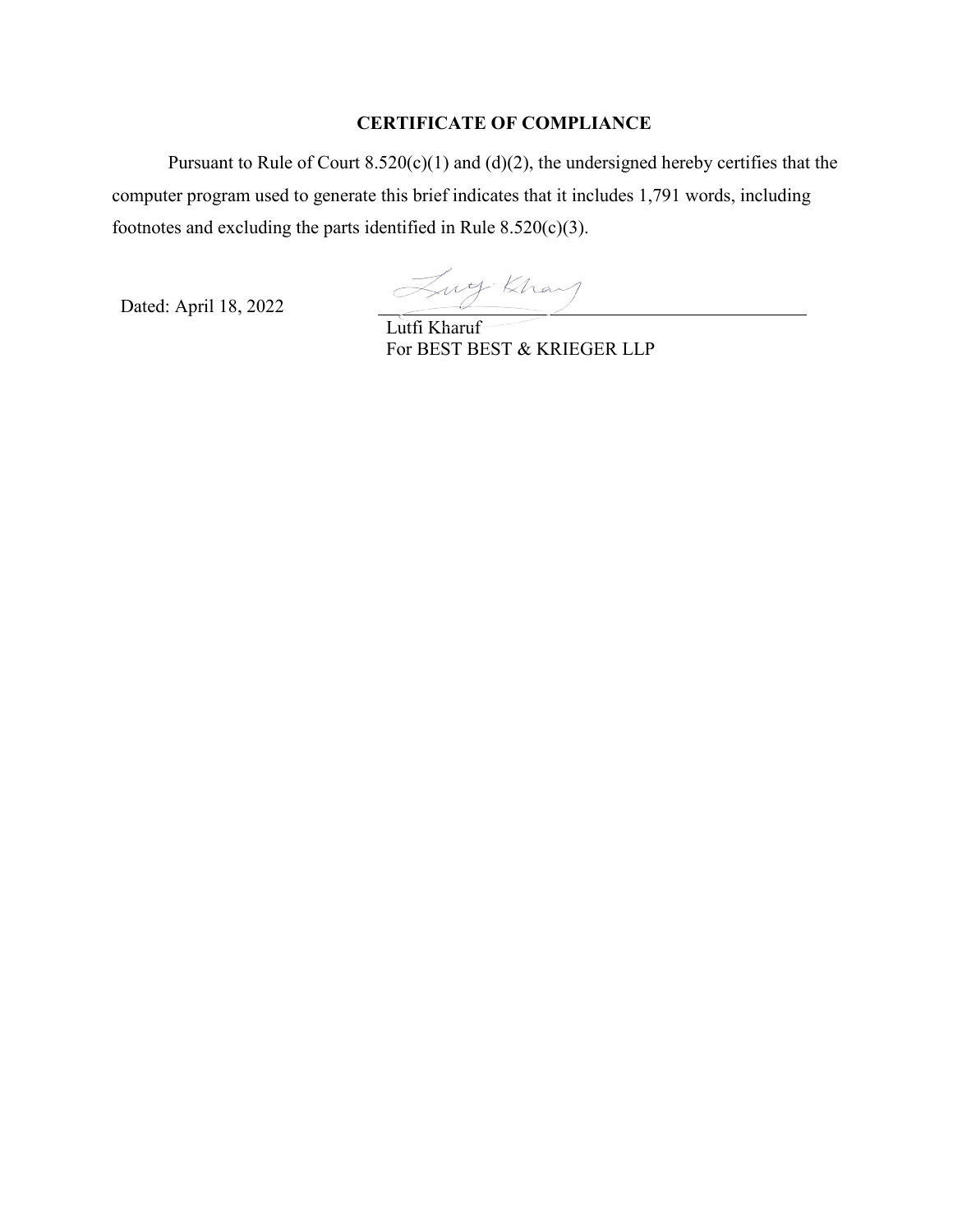## CERTIFICATE OF COMPLIANCE

Pursuant to Rule of Court 8.520(c)(1) and (d)(2), the undersigned hereby certifies that the computer program used to generate this brief indicates that it includes 1,791 words, including footnotes and excluding the parts identified in Rule 8.520(c)(3).

Dated: April 18, 2022

Lutfi Kharuf
For BEST BEST & KRIEGER LLP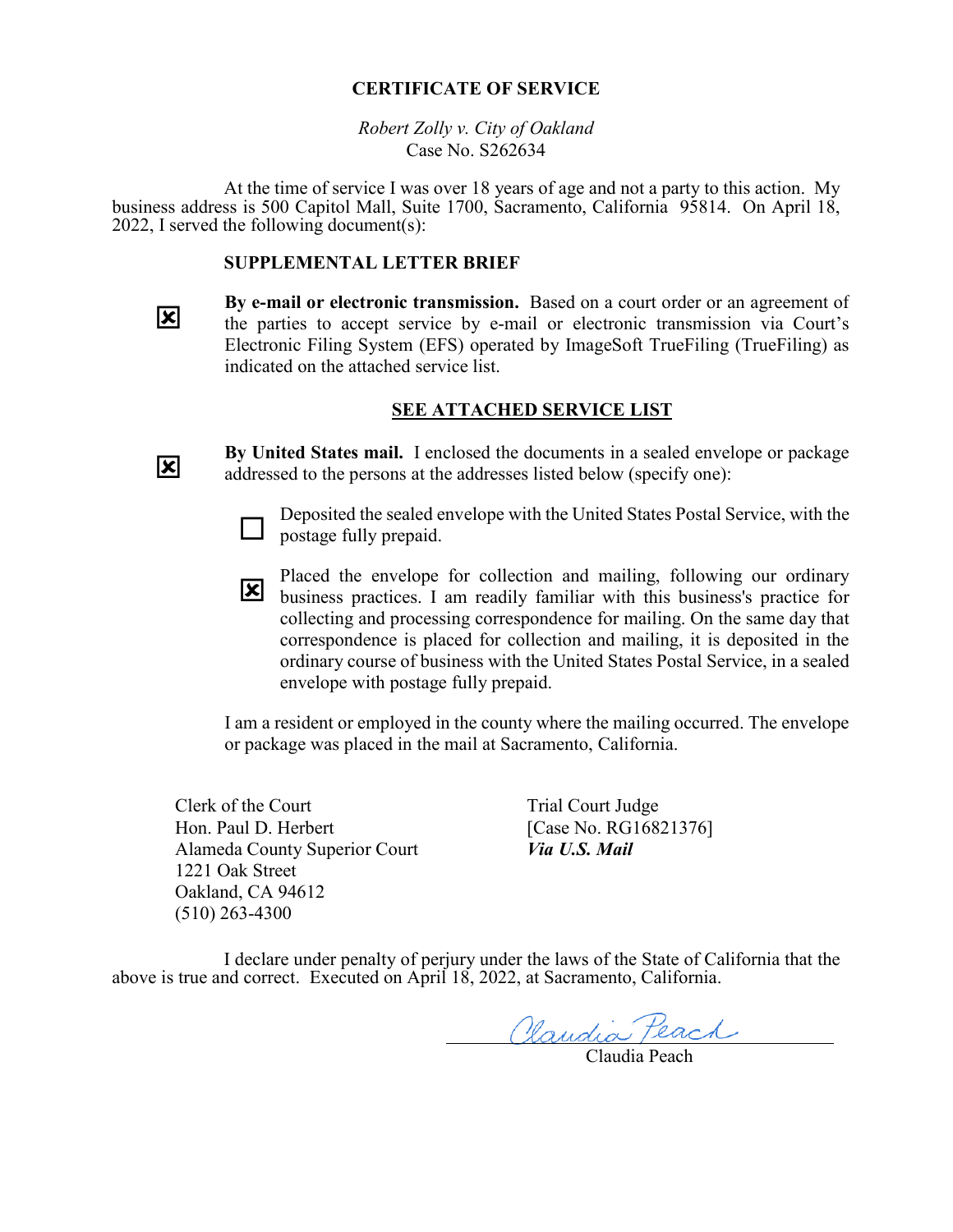## CERTIFICATE OF SERVICE

*Robert Zolly v. City of Oakland*
Case No. S262634

At the time of service I was over 18 years of age and not a party to this action. My business address is 500 Capitol Mall, Suite 1700, Sacramento, California 95814. On April 18, 2022, I served the following document(s):

**SUPPLEMENTAL LETTER BRIEF**

☒ **By e-mail or electronic transmission.** Based on a court order or an agreement of the parties to accept service by e-mail or electronic transmission via Court's Electronic Filing System (EFS) operated by ImageSoft TrueFiling (TrueFiling) as indicated on the attached service list.

**SEE ATTACHED SERVICE LIST**

☒ **By United States mail.** I enclosed the documents in a sealed envelope or package addressed to the persons at the addresses listed below (specify one):

☐ Deposited the sealed envelope with the United States Postal Service, with the postage fully prepaid.

☒ Placed the envelope for collection and mailing, following our ordinary business practices. I am readily familiar with this business's practice for collecting and processing correspondence for mailing. On the same day that correspondence is placed for collection and mailing, it is deposited in the ordinary course of business with the United States Postal Service, in a sealed envelope with postage fully prepaid.

I am a resident or employed in the county where the mailing occurred. The envelope or package was placed in the mail at Sacramento, California.

Clerk of the Court
Hon. Paul D. Herbert
Alameda County Superior Court
1221 Oak Street
Oakland, CA 94612
(510) 263-4300

Trial Court Judge
[Case No. RG16821376]
***Via U.S. Mail***

I declare under penalty of perjury under the laws of the State of California that the above is true and correct. Executed on April 18, 2022, at Sacramento, California.

Claudia Peach
Claudia Peach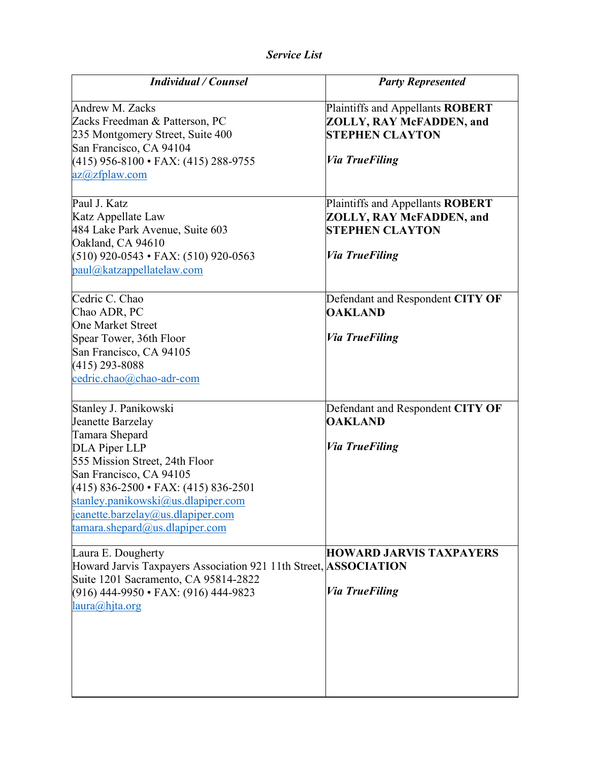*Service List*

| ***Individual / Counsel*** | ***Party Represented*** |
|---|---|
| Andrew M. Zacks<br>Zacks Freedman & Patterson, PC<br>235 Montgomery Street, Suite 400<br>San Francisco, CA 94104<br>(415) 956-8100 • FAX: (415) 288-9755<br>az@zfplaw.com | Plaintiffs and Appellants **ROBERT ZOLLY, RAY McFADDEN, and STEPHEN CLAYTON**<br><br>***Via TrueFiling*** |
| Paul J. Katz<br>Katz Appellate Law<br>484 Lake Park Avenue, Suite 603<br>Oakland, CA 94610<br>(510) 920-0543 • FAX: (510) 920-0563<br>paul@katzappellatelaw.com | Plaintiffs and Appellants **ROBERT ZOLLY, RAY McFADDEN, and STEPHEN CLAYTON**<br><br>***Via TrueFiling*** |
| Cedric C. Chao<br>Chao ADR, PC<br>One Market Street<br>Spear Tower, 36th Floor<br>San Francisco, CA 94105<br>(415) 293-8088<br>cedric.chao@chao-adr-com | Defendant and Respondent **CITY OF OAKLAND**<br><br>***Via TrueFiling*** |
| Stanley J. Panikowski<br>Jeanette Barzelay<br>Tamara Shepard<br>DLA Piper LLP<br>555 Mission Street, 24th Floor<br>San Francisco, CA 94105<br>(415) 836-2500 • FAX: (415) 836-2501<br>stanley.panikowski@us.dlapiper.com<br>jeanette.barzelay@us.dlapiper.com<br>tamara.shepard@us.dlapiper.com | Defendant and Respondent **CITY OF OAKLAND**<br><br>***Via TrueFiling*** |
| Laura E. Dougherty<br>Howard Jarvis Taxpayers Association 921 11th Street, Suite 1201 Sacramento, CA 95814-2822<br>(916) 444-9950 • FAX: (916) 444-9823<br>laura@hjta.org | **HOWARD JARVIS TAXPAYERS ASSOCIATION**<br><br>***Via TrueFiling*** |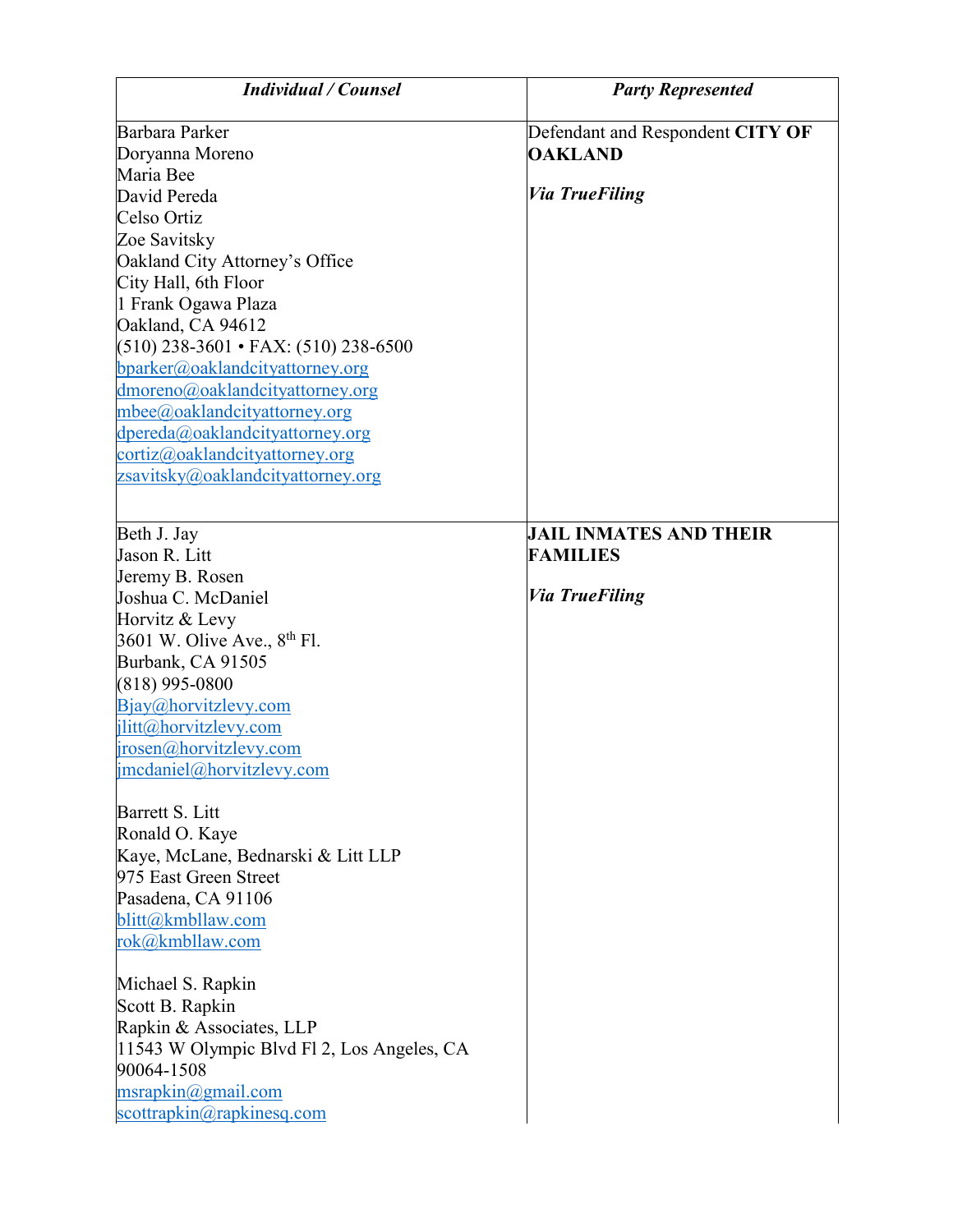| ***Individual / Counsel*** | ***Party Represented*** |
|---|---|
| Barbara Parker<br>Doryanna Moreno<br>Maria Bee<br>David Pereda<br>Celso Ortiz<br>Zoe Savitsky<br>Oakland City Attorney's Office<br>City Hall, 6th Floor<br>1 Frank Ogawa Plaza<br>Oakland, CA 94612<br>(510) 238-3601 • FAX: (510) 238-6500<br>bparker@oaklandcityattorney.org<br>dmoreno@oaklandcityattorney.org<br>mbee@oaklandcityattorney.org<br>dpereda@oaklandcityattorney.org<br>cortiz@oaklandcityattorney.org<br>zsavitsky@oaklandcityattorney.org | Defendant and Respondent **CITY OF OAKLAND**<br><br>***Via TrueFiling*** |
| Beth J. Jay<br>Jason R. Litt<br>Jeremy B. Rosen<br>Joshua C. McDaniel<br>Horvitz & Levy<br>3601 W. Olive Ave., 8th Fl.<br>Burbank, CA 91505<br>(818) 995-0800<br>Bjay@horvitzlevy.com<br>jlitt@horvitzlevy.com<br>jrosen@horvitzlevy.com<br>jmcdaniel@horvitzlevy.com<br><br>Barrett S. Litt<br>Ronald O. Kaye<br>Kaye, McLane, Bednarski & Litt LLP<br>975 East Green Street<br>Pasadena, CA 91106<br>blitt@kmbllaw.com<br>rok@kmbllaw.com<br><br>Michael S. Rapkin<br>Scott B. Rapkin<br>Rapkin & Associates, LLP<br>11543 W Olympic Blvd Fl 2, Los Angeles, CA 90064-1508<br>msrapkin@gmail.com<br>scottrapkin@rapkinesq.com | **JAIL INMATES AND THEIR FAMILIES**<br><br>***Via TrueFiling*** |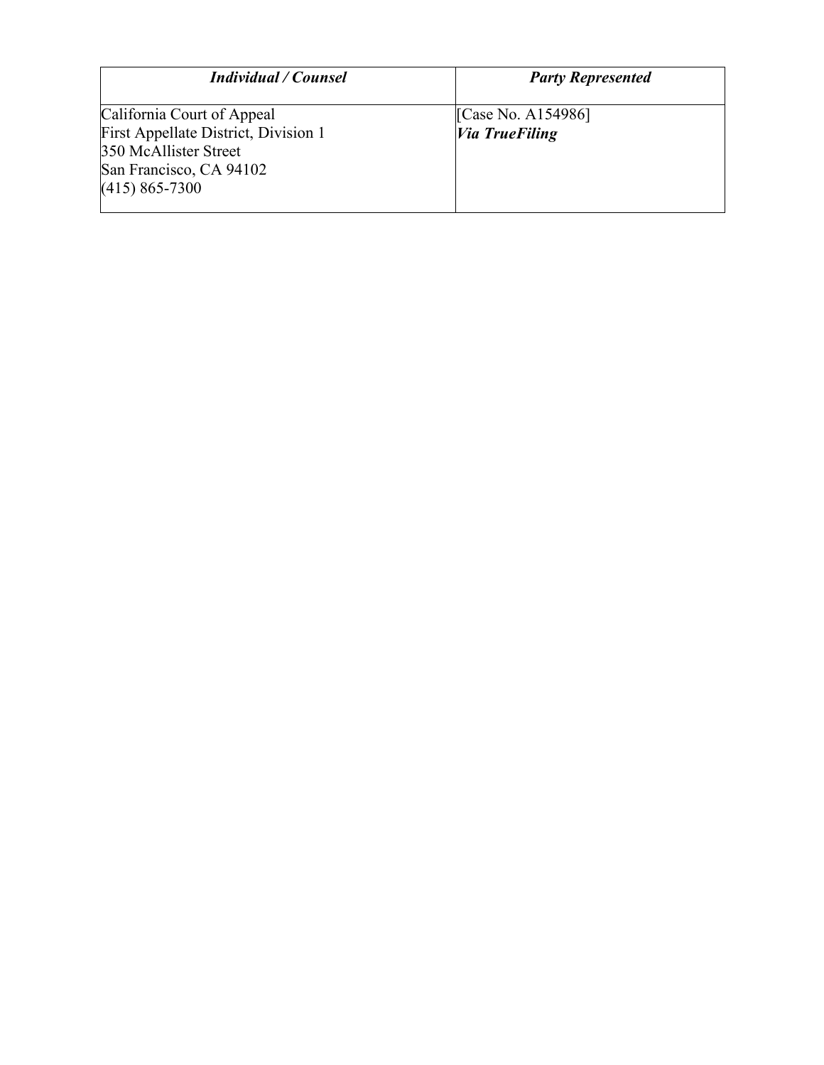| *Individual / Counsel* | *Party Represented* |
| --- | --- |
| California Court of Appeal<br>First Appellate District, Division 1<br>350 McAllister Street<br>San Francisco, CA 94102<br>(415) 865-7300 | [Case No. A154986]<br>***Via TrueFiling*** |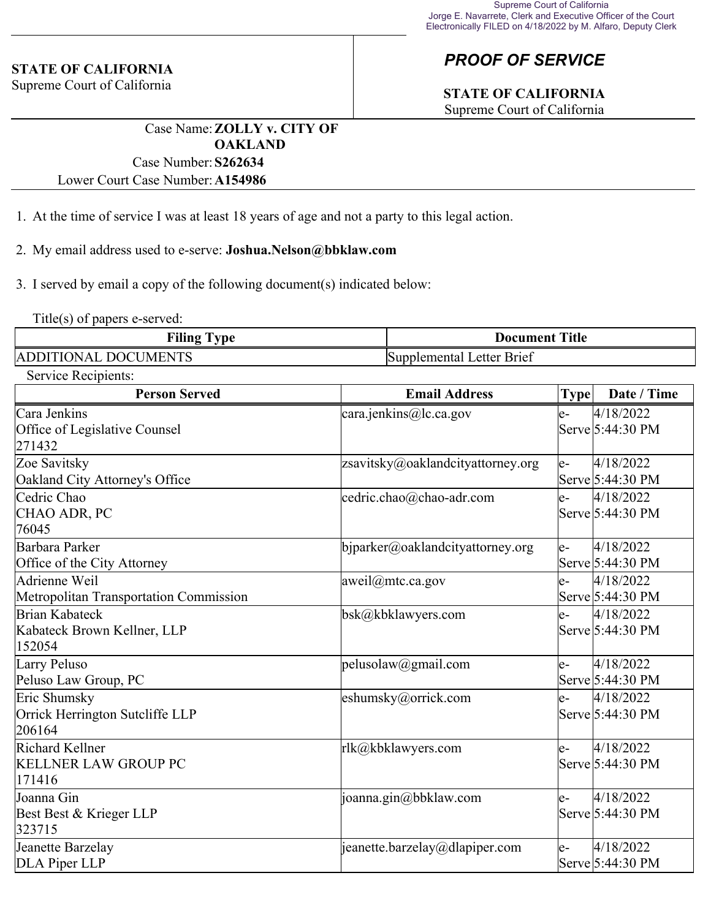Supreme Court of California
Jorge E. Navarrete, Clerk and Executive Officer of the Court
Electronically FILED on 4/18/2022 by M. Alfaro, Deputy Clerk

**STATE OF CALIFORNIA**
Supreme Court of California

## *PROOF OF SERVICE*

**STATE OF CALIFORNIA**
Supreme Court of California

Case Name: **ZOLLY v. CITY OF OAKLAND**
Case Number: **S262634**
Lower Court Case Number: **A154986**

1. At the time of service I was at least 18 years of age and not a party to this legal action.

2. My email address used to e-serve: **Joshua.Nelson@bbklaw.com**

3. I served by email a copy of the following document(s) indicated below:

Title(s) of papers e-served:

| Filing Type | Document Title |
|---|---|
| ADDITIONAL DOCUMENTS | Supplemental Letter Brief |

Service Recipients:

| Person Served | Email Address | Type | Date / Time |
|---|---|---|---|
| Cara Jenkins<br>Office of Legislative Counsel<br>271432 | cara.jenkins@lc.ca.gov | e-Serve | 4/18/2022 5:44:30 PM |
| Zoe Savitsky<br>Oakland City Attorney's Office | zsavitsky@oaklandcityattorney.org | e-Serve | 4/18/2022 5:44:30 PM |
| Cedric Chao<br>CHAO ADR, PC<br>76045 | cedric.chao@chao-adr.com | e-Serve | 4/18/2022 5:44:30 PM |
| Barbara Parker<br>Office of the City Attorney | bjparker@oaklandcityattorney.org | e-Serve | 4/18/2022 5:44:30 PM |
| Adrienne Weil<br>Metropolitan Transportation Commission | aweil@mtc.ca.gov | e-Serve | 4/18/2022 5:44:30 PM |
| Brian Kabateck<br>Kabateck Brown Kellner, LLP<br>152054 | bsk@kbklawyers.com | e-Serve | 4/18/2022 5:44:30 PM |
| Larry Peluso<br>Peluso Law Group, PC | pelusolaw@gmail.com | e-Serve | 4/18/2022 5:44:30 PM |
| Eric Shumsky<br>Orrick Herrington Sutcliffe LLP<br>206164 | eshumsky@orrick.com | e-Serve | 4/18/2022 5:44:30 PM |
| Richard Kellner<br>KELLNER LAW GROUP PC<br>171416 | rlk@kbklawyers.com | e-Serve | 4/18/2022 5:44:30 PM |
| Joanna Gin<br>Best Best & Krieger LLP<br>323715 | joanna.gin@bbklaw.com | e-Serve | 4/18/2022 5:44:30 PM |
| Jeanette Barzelay<br>DLA Piper LLP | jeanette.barzelay@dlapiper.com | e-Serve | 4/18/2022 5:44:30 PM |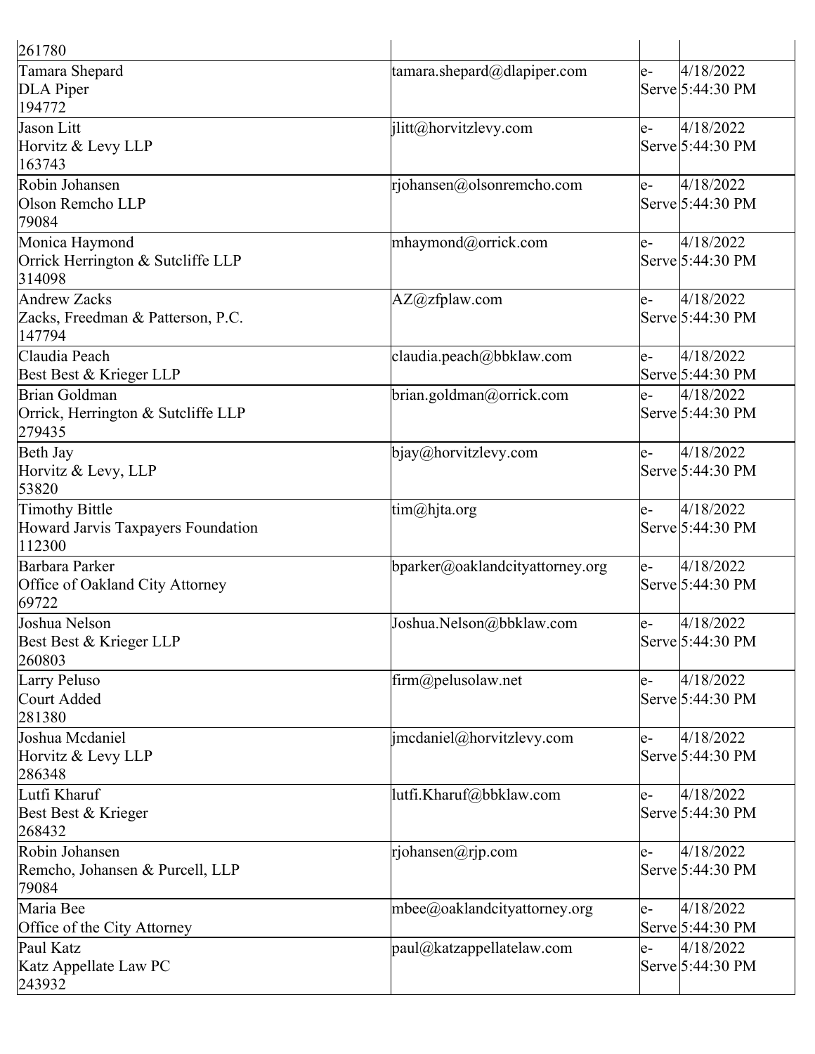| | | | |
|---|---|---|---|
| 261780 | | | |
| Tamara Shepard<br>DLA Piper<br>194772 | tamara.shepard@dlapiper.com | e-Serve | 4/18/2022 5:44:30 PM |
| Jason Litt<br>Horvitz & Levy LLP<br>163743 | jlitt@horvitzlevy.com | e-Serve | 4/18/2022 5:44:30 PM |
| Robin Johansen<br>Olson Remcho LLP<br>79084 | rjohansen@olsonremcho.com | e-Serve | 4/18/2022 5:44:30 PM |
| Monica Haymond<br>Orrick Herrington & Sutcliffe LLP<br>314098 | mhaymond@orrick.com | e-Serve | 4/18/2022 5:44:30 PM |
| Andrew Zacks<br>Zacks, Freedman & Patterson, P.C.<br>147794 | AZ@zfplaw.com | e-Serve | 4/18/2022 5:44:30 PM |
| Claudia Peach<br>Best Best & Krieger LLP | claudia.peach@bbklaw.com | e-Serve | 4/18/2022 5:44:30 PM |
| Brian Goldman<br>Orrick, Herrington & Sutcliffe LLP<br>279435 | brian.goldman@orrick.com | e-Serve | 4/18/2022 5:44:30 PM |
| Beth Jay<br>Horvitz & Levy, LLP<br>53820 | bjay@horvitzlevy.com | e-Serve | 4/18/2022 5:44:30 PM |
| Timothy Bittle<br>Howard Jarvis Taxpayers Foundation<br>112300 | tim@hjta.org | e-Serve | 4/18/2022 5:44:30 PM |
| Barbara Parker<br>Office of Oakland City Attorney<br>69722 | bparker@oaklandcityattorney.org | e-Serve | 4/18/2022 5:44:30 PM |
| Joshua Nelson<br>Best Best & Krieger LLP<br>260803 | Joshua.Nelson@bbklaw.com | e-Serve | 4/18/2022 5:44:30 PM |
| Larry Peluso<br>Court Added<br>281380 | firm@pelusolaw.net | e-Serve | 4/18/2022 5:44:30 PM |
| Joshua Mcdaniel<br>Horvitz & Levy LLP<br>286348 | jmcdaniel@horvitzlevy.com | e-Serve | 4/18/2022 5:44:30 PM |
| Lutfi Kharuf<br>Best Best & Krieger<br>268432 | lutfi.Kharuf@bbklaw.com | e-Serve | 4/18/2022 5:44:30 PM |
| Robin Johansen<br>Remcho, Johansen & Purcell, LLP<br>79084 | rjohansen@rjp.com | e-Serve | 4/18/2022 5:44:30 PM |
| Maria Bee<br>Office of the City Attorney | mbee@oaklandcityattorney.org | e-Serve | 4/18/2022 5:44:30 PM |
| Paul Katz<br>Katz Appellate Law PC<br>243932 | paul@katzappellatelaw.com | e-Serve | 4/18/2022 5:44:30 PM |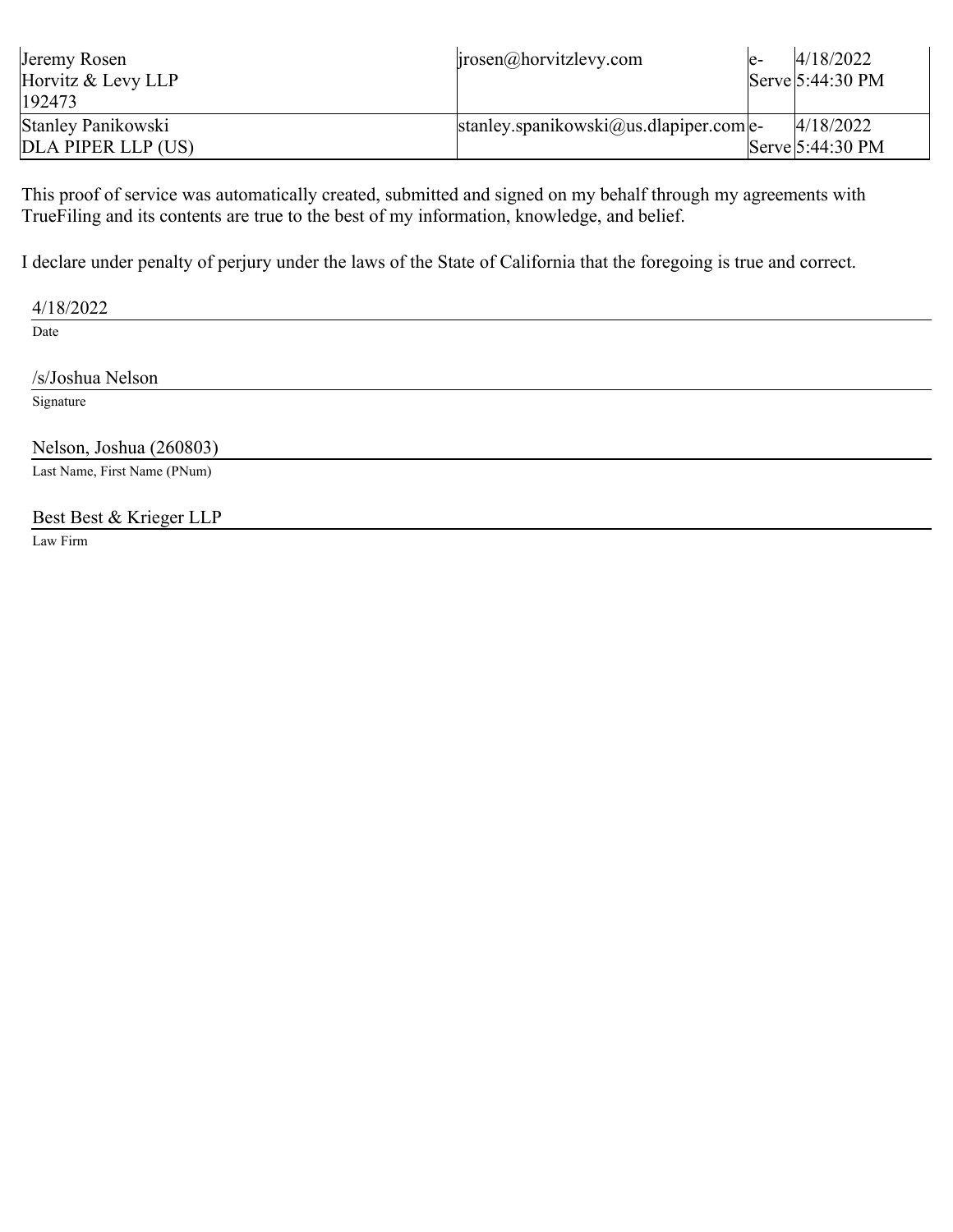| | | | |
|---|---|---|---|
| Jeremy Rosen<br>Horvitz & Levy LLP<br>192473 | jrosen@horvitzlevy.com | e-Serve | 4/18/2022<br>5:44:30 PM |
| Stanley Panikowski<br>DLA PIPER LLP (US) | stanley.spanikowski@us.dlapiper.com | e-Serve | 4/18/2022<br>5:44:30 PM |

This proof of service was automatically created, submitted and signed on my behalf through my agreements with TrueFiling and its contents are true to the best of my information, knowledge, and belief.

I declare under penalty of perjury under the laws of the State of California that the foregoing is true and correct.

4/18/2022

Date

/s/Joshua Nelson

Signature

Nelson, Joshua (260803)

Last Name, First Name (PNum)

Best Best & Krieger LLP

Law Firm